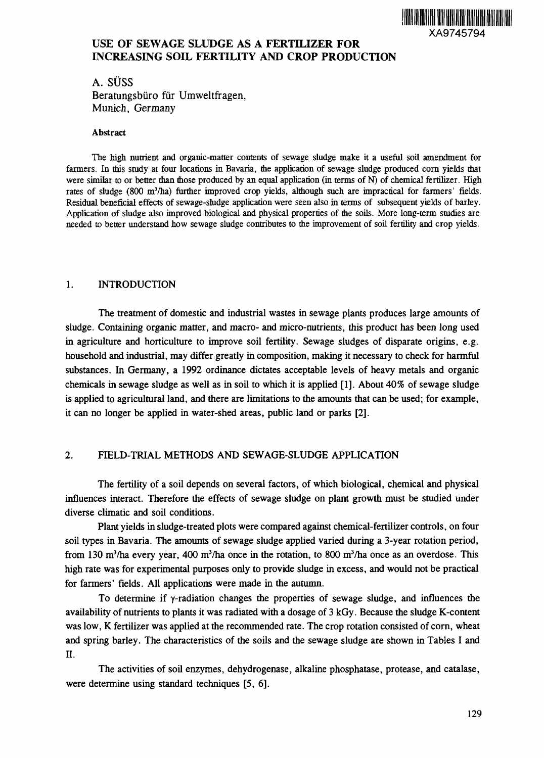XA9745794

# USE OF SEWAGE SLUDGE AS A FERTILIZER FOR INCREASING SOIL FERTILITY AND CROP PRODUCTION

A. SÜSS
Beratungsbüro für Umweltfragen,
Munich, Germany

**Abstract**

The high nutrient and organic-matter contents of sewage sludge make it a useful soil amendment for farmers. In this study at four locations in Bavaria, the application of sewage sludge produced corn yields that were similar to or better than those produced by an equal application (in terms of N) of chemical fertilizer. High rates of sludge (800 m³/ha) further improved crop yields, although such are impractical for farmers' fields. Residual beneficial effects of sewage-sludge application were seen also in terms of subsequent yields of barley. Application of sludge also improved biological and physical properties of the soils. More long-term studies are needed to better understand how sewage sludge contributes to the improvement of soil fertility and crop yields.

## 1. INTRODUCTION

The treatment of domestic and industrial wastes in sewage plants produces large amounts of sludge. Containing organic matter, and macro- and micro-nutrients, this product has been long used in agriculture and horticulture to improve soil fertility. Sewage sludges of disparate origins, e.g. household and industrial, may differ greatly in composition, making it necessary to check for harmful substances. In Germany, a 1992 ordinance dictates acceptable levels of heavy metals and organic chemicals in sewage sludge as well as in soil to which it is applied [1]. About 40% of sewage sludge is applied to agricultural land, and there are limitations to the amounts that can be used; for example, it can no longer be applied in water-shed areas, public land or parks [2].

## 2. FIELD-TRIAL METHODS AND SEWAGE-SLUDGE APPLICATION

The fertility of a soil depends on several factors, of which biological, chemical and physical influences interact. Therefore the effects of sewage sludge on plant growth must be studied under diverse climatic and soil conditions.

Plant yields in sludge-treated plots were compared against chemical-fertilizer controls, on four soil types in Bavaria. The amounts of sewage sludge applied varied during a 3-year rotation period, from 130 m³/ha every year, 400 m³/ha once in the rotation, to 800 m³/ha once as an overdose. This high rate was for experimental purposes only to provide sludge in excess, and would not be practical for farmers' fields. All applications were made in the autumn.

To determine if γ-radiation changes the properties of sewage sludge, and influences the availability of nutrients to plants it was radiated with a dosage of 3 kGy. Because the sludge K-content was low, K fertilizer was applied at the recommended rate. The crop rotation consisted of corn, wheat and spring barley. The characteristics of the soils and the sewage sludge are shown in Tables I and II.

The activities of soil enzymes, dehydrogenase, alkaline phosphatase, protease, and catalase, were determine using standard techniques [5, 6].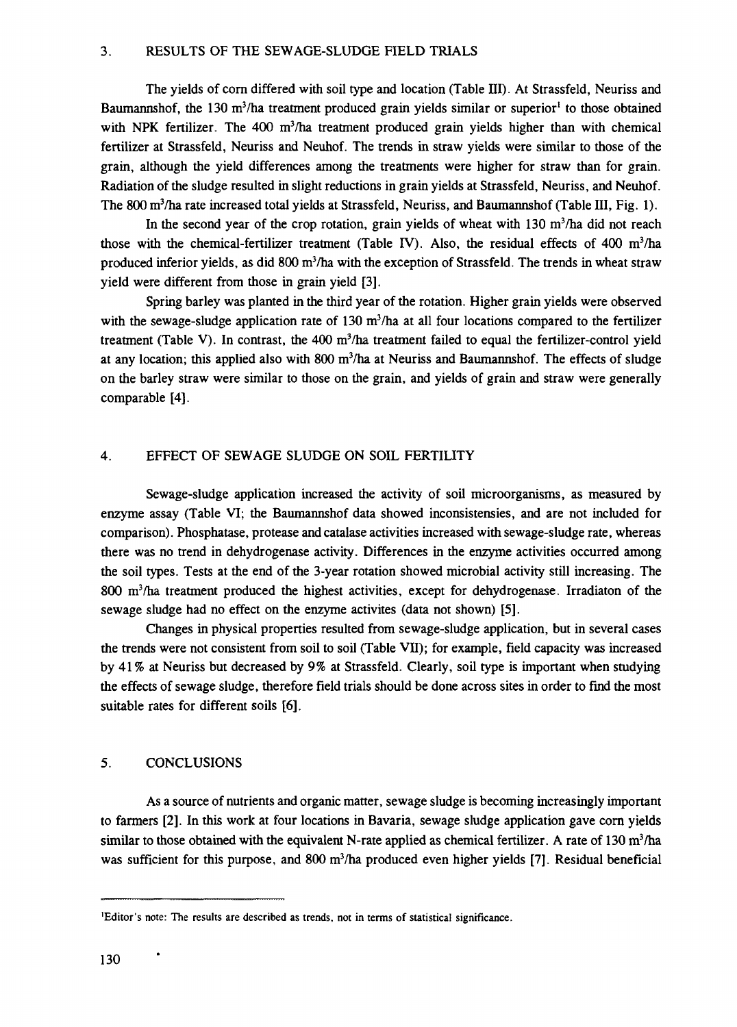## 3. RESULTS OF THE SEWAGE-SLUDGE FIELD TRIALS

The yields of corn differed with soil type and location (Table III). At Strassfeld, Neuriss and Baumannshof, the 130 $m^3$/ha treatment produced grain yields similar or superior[1] to those obtained with NPK fertilizer. The 400 $m^3$/ha treatment produced grain yields higher than with chemical fertilizer at Strassfeld, Neuriss and Neuhof. The trends in straw yields were similar to those of the grain, although the yield differences among the treatments were higher for straw than for grain. Radiation of the sludge resulted in slight reductions in grain yields at Strassfeld, Neuriss, and Neuhof. The 800 $m^3$/ha rate increased total yields at Strassfeld, Neuriss, and Baumannshof (Table III, Fig. 1).

In the second year of the crop rotation, grain yields of wheat with 130 $m^3$/ha did not reach those with the chemical-fertilizer treatment (Table IV). Also, the residual effects of 400 $m^3$/ha produced inferior yields, as did 800 $m^3$/ha with the exception of Strassfeld. The trends in wheat straw yield were different from those in grain yield [3].

Spring barley was planted in the third year of the rotation. Higher grain yields were observed with the sewage-sludge application rate of 130 $m^3$/ha at all four locations compared to the fertilizer treatment (Table V). In contrast, the 400 $m^3$/ha treatment failed to equal the fertilizer-control yield at any location; this applied also with 800 $m^3$/ha at Neuriss and Baumannshof. The effects of sludge on the barley straw were similar to those on the grain, and yields of grain and straw were generally comparable [4].

## 4. EFFECT OF SEWAGE SLUDGE ON SOIL FERTILITY

Sewage-sludge application increased the activity of soil microorganisms, as measured by enzyme assay (Table VI; the Baumannshof data showed inconsistensies, and are not included for comparison). Phosphatase, protease and catalase activities increased with sewage-sludge rate, whereas there was no trend in dehydrogenase activity. Differences in the enzyme activities occurred among the soil types. Tests at the end of the 3-year rotation showed microbial activity still increasing. The 800 $m^3$/ha treatment produced the highest activities, except for dehydrogenase. Irradiaton of the sewage sludge had no effect on the enzyme activites (data not shown) [5].

Changes in physical properties resulted from sewage-sludge application, but in several cases the trends were not consistent from soil to soil (Table VII); for example, field capacity was increased by 41% at Neuriss but decreased by 9% at Strassfeld. Clearly, soil type is important when studying the effects of sewage sludge, therefore field trials should be done across sites in order to find the most suitable rates for different soils [6].

## 5. CONCLUSIONS

As a source of nutrients and organic matter, sewage sludge is becoming increasingly important to farmers [2]. In this work at four locations in Bavaria, sewage sludge application gave corn yields similar to those obtained with the equivalent N-rate applied as chemical fertilizer. A rate of 130 $m^3$/ha was sufficient for this purpose, and 800 $m^3$/ha produced even higher yields [7]. Residual beneficial

[1] Editor's note: The results are described as trends, not in terms of statistical significance.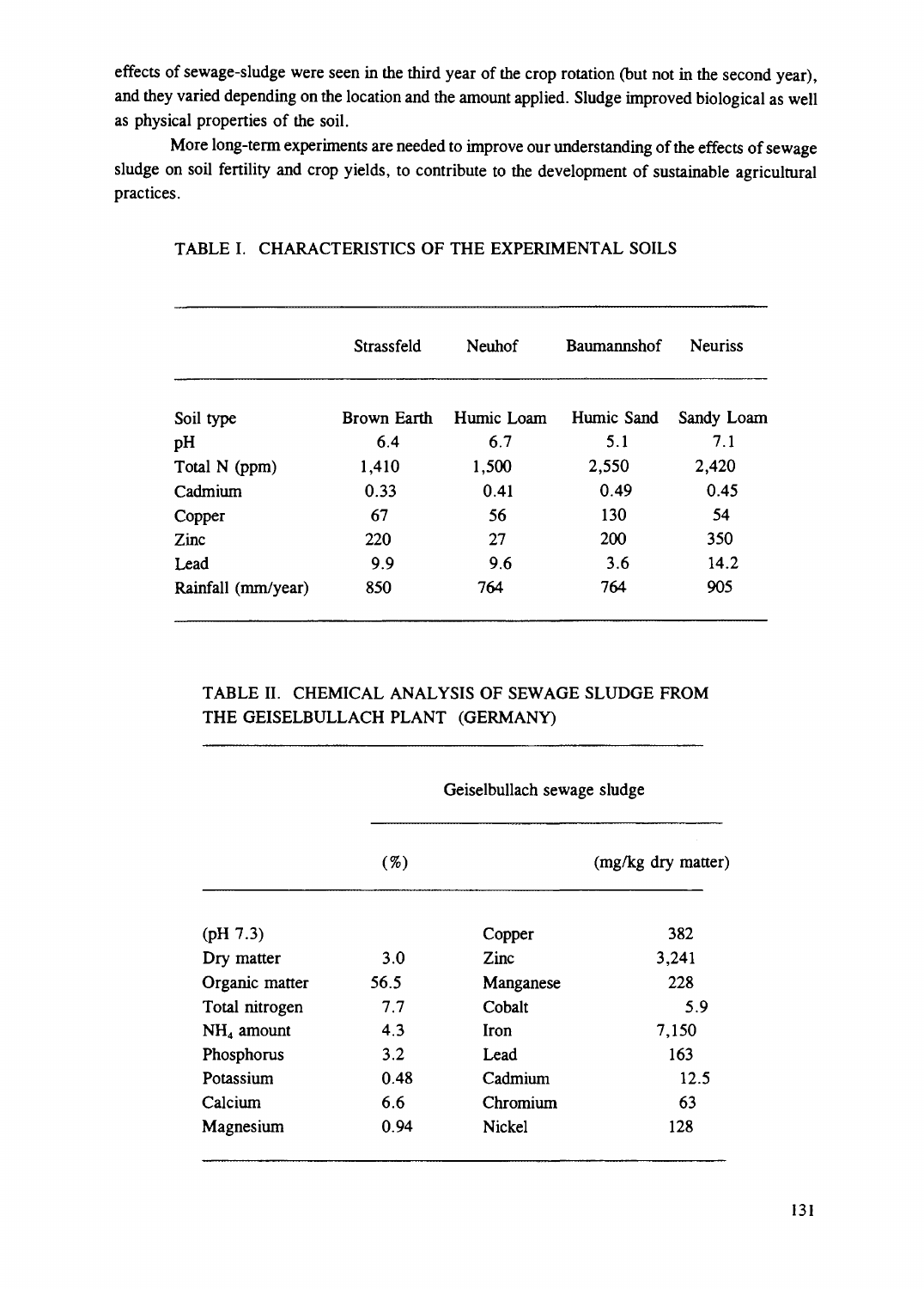effects of sewage-sludge were seen in the third year of the crop rotation (but not in the second year), and they varied depending on the location and the amount applied. Sludge improved biological as well as physical properties of the soil.

More long-term experiments are needed to improve our understanding of the effects of sewage sludge on soil fertility and crop yields, to contribute to the development of sustainable agricultural practices.

TABLE I. CHARACTERISTICS OF THE EXPERIMENTAL SOILS

| | Strassfeld | Neuhof | Baumannshof | Neuriss |
|---|---|---|---|---|
| Soil type | Brown Earth | Humic Loam | Humic Sand | Sandy Loam |
| pH | 6.4 | 6.7 | 5.1 | 7.1 |
| Total N (ppm) | 1,410 | 1,500 | 2,550 | 2,420 |
| Cadmium | 0.33 | 0.41 | 0.49 | 0.45 |
| Copper | 67 | 56 | 130 | 54 |
| Zinc | 220 | 27 | 200 | 350 |
| Lead | 9.9 | 9.6 | 3.6 | 14.2 |
| Rainfall (mm/year) | 850 | 764 | 764 | 905 |

TABLE II. CHEMICAL ANALYSIS OF SEWAGE SLUDGE FROM THE GEISELBULLACH PLANT (GERMANY)

| | Geiselbullach sewage sludge | | |
|---|---|---|---|
| | (%) | | (mg/kg dry matter) |
| (pH 7.3) | | Copper | 382 |
| Dry matter | 3.0 | Zinc | 3,241 |
| Organic matter | 56.5 | Manganese | 228 |
| Total nitrogen | 7.7 | Cobalt | 5.9 |
| $NH_4$ amount | 4.3 | Iron | 7,150 |
| Phosphorus | 3.2 | Lead | 163 |
| Potassium | 0.48 | Cadmium | 12.5 |
| Calcium | 6.6 | Chromium | 63 |
| Magnesium | 0.94 | Nickel | 128 |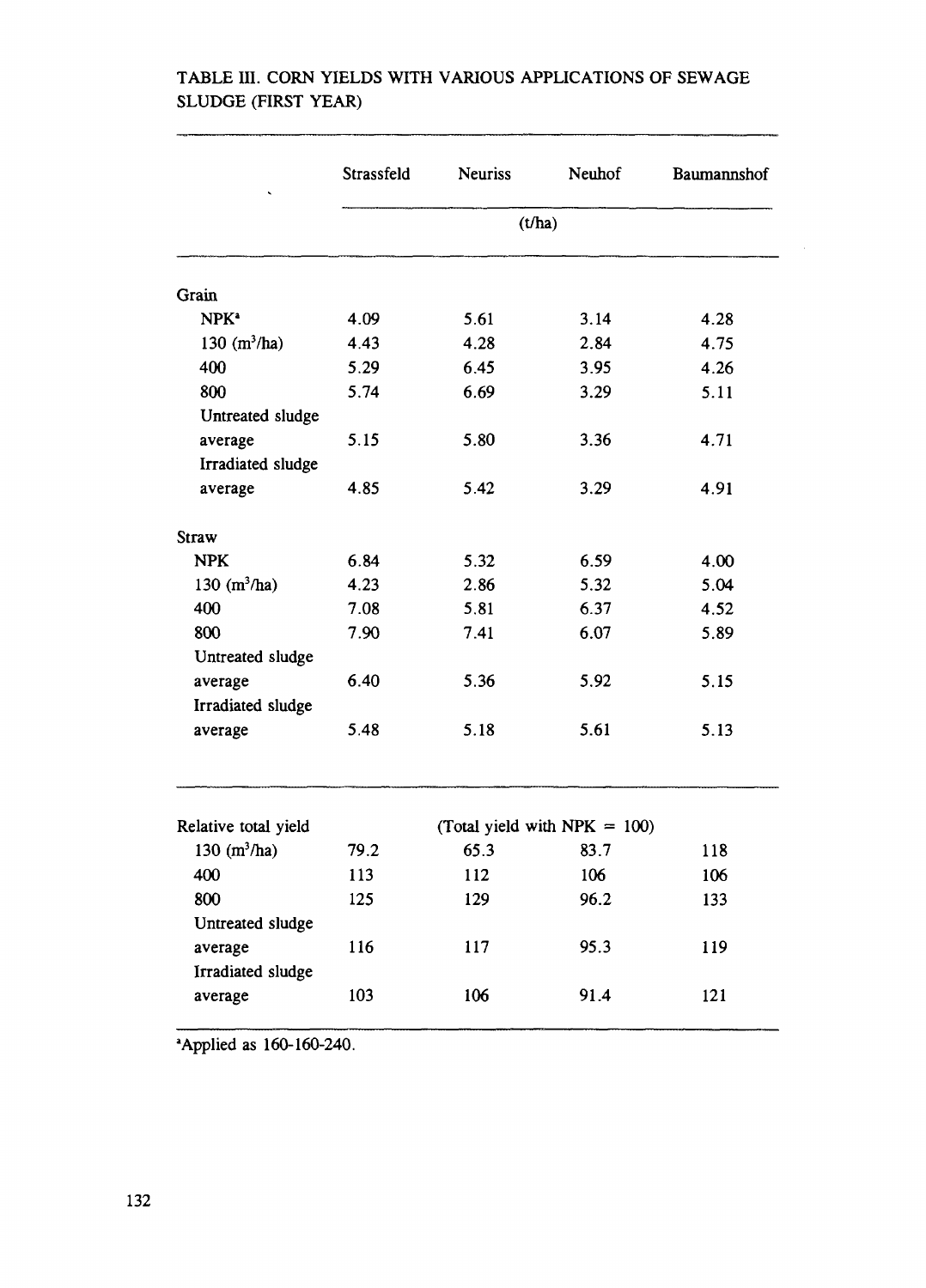TABLE III. CORN YIELDS WITH VARIOUS APPLICATIONS OF SEWAGE SLUDGE (FIRST YEAR)

| | Strassfeld | Neuriss | Neuhof | Baumannshof |
|---|---|---|---|---|
| | (t/ha) | | | |
| Grain | | | | |
| NPK[a] | 4.09 | 5.61 | 3.14 | 4.28 |
| 130 ($m^3$/ha) | 4.43 | 4.28 | 2.84 | 4.75 |
| 400 | 5.29 | 6.45 | 3.95 | 4.26 |
| 800 | 5.74 | 6.69 | 3.29 | 5.11 |
| Untreated sludge average | 5.15 | 5.80 | 3.36 | 4.71 |
| Irradiated sludge average | 4.85 | 5.42 | 3.29 | 4.91 |
| Straw | | | | |
| NPK | 6.84 | 5.32 | 6.59 | 4.00 |
| 130 ($m^3$/ha) | 4.23 | 2.86 | 5.32 | 5.04 |
| 400 | 7.08 | 5.81 | 6.37 | 4.52 |
| 800 | 7.90 | 7.41 | 6.07 | 5.89 |
| Untreated sludge average | 6.40 | 5.36 | 5.92 | 5.15 |
| Irradiated sludge average | 5.48 | 5.18 | 5.61 | 5.13 |
| Relative total yield | (Total yield with NPK = 100) | | | |
| 130 ($m^3$/ha) | 79.2 | 65.3 | 83.7 | 118 |
| 400 | 113 | 112 | 106 | 106 |
| 800 | 125 | 129 | 96.2 | 133 |
| Untreated sludge average | 116 | 117 | 95.3 | 119 |
| Irradiated sludge average | 103 | 106 | 91.4 | 121 |

[a]Applied as 160-160-240.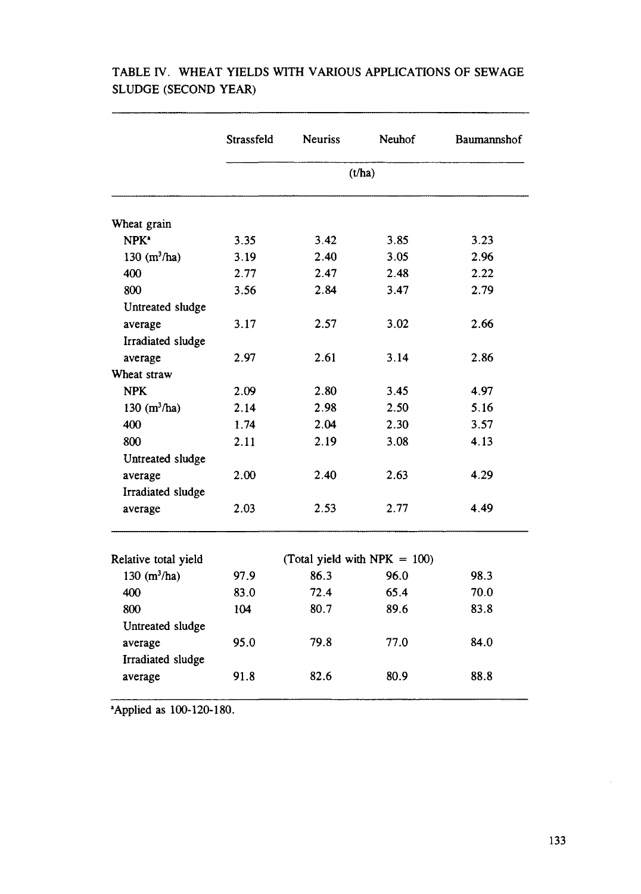TABLE IV. WHEAT YIELDS WITH VARIOUS APPLICATIONS OF SEWAGE SLUDGE (SECOND YEAR)

| | Strassfeld | Neuriss | Neuhof | Baumannshof |
|---|---|---|---|---|
| | (t/ha) | | | |
| Wheat grain | | | | |
| NPK[a] | 3.35 | 3.42 | 3.85 | 3.23 |
| 130 ($m^3$/ha) | 3.19 | 2.40 | 3.05 | 2.96 |
| 400 | 2.77 | 2.47 | 2.48 | 2.22 |
| 800 | 3.56 | 2.84 | 3.47 | 2.79 |
| Untreated sludge average | 3.17 | 2.57 | 3.02 | 2.66 |
| Irradiated sludge average | 2.97 | 2.61 | 3.14 | 2.86 |
| Wheat straw | | | | |
| NPK | 2.09 | 2.80 | 3.45 | 4.97 |
| 130 ($m^3$/ha) | 2.14 | 2.98 | 2.50 | 5.16 |
| 400 | 1.74 | 2.04 | 2.30 | 3.57 |
| 800 | 2.11 | 2.19 | 3.08 | 4.13 |
| Untreated sludge average | 2.00 | 2.40 | 2.63 | 4.29 |
| Irradiated sludge average | 2.03 | 2.53 | 2.77 | 4.49 |
| Relative total yield | (Total yield with NPK = 100) | | | |
| 130 ($m^3$/ha) | 97.9 | 86.3 | 96.0 | 98.3 |
| 400 | 83.0 | 72.4 | 65.4 | 70.0 |
| 800 | 104 | 80.7 | 89.6 | 83.8 |
| Untreated sludge average | 95.0 | 79.8 | 77.0 | 84.0 |
| Irradiated sludge average | 91.8 | 82.6 | 80.9 | 88.8 |

[a]Applied as 100-120-180.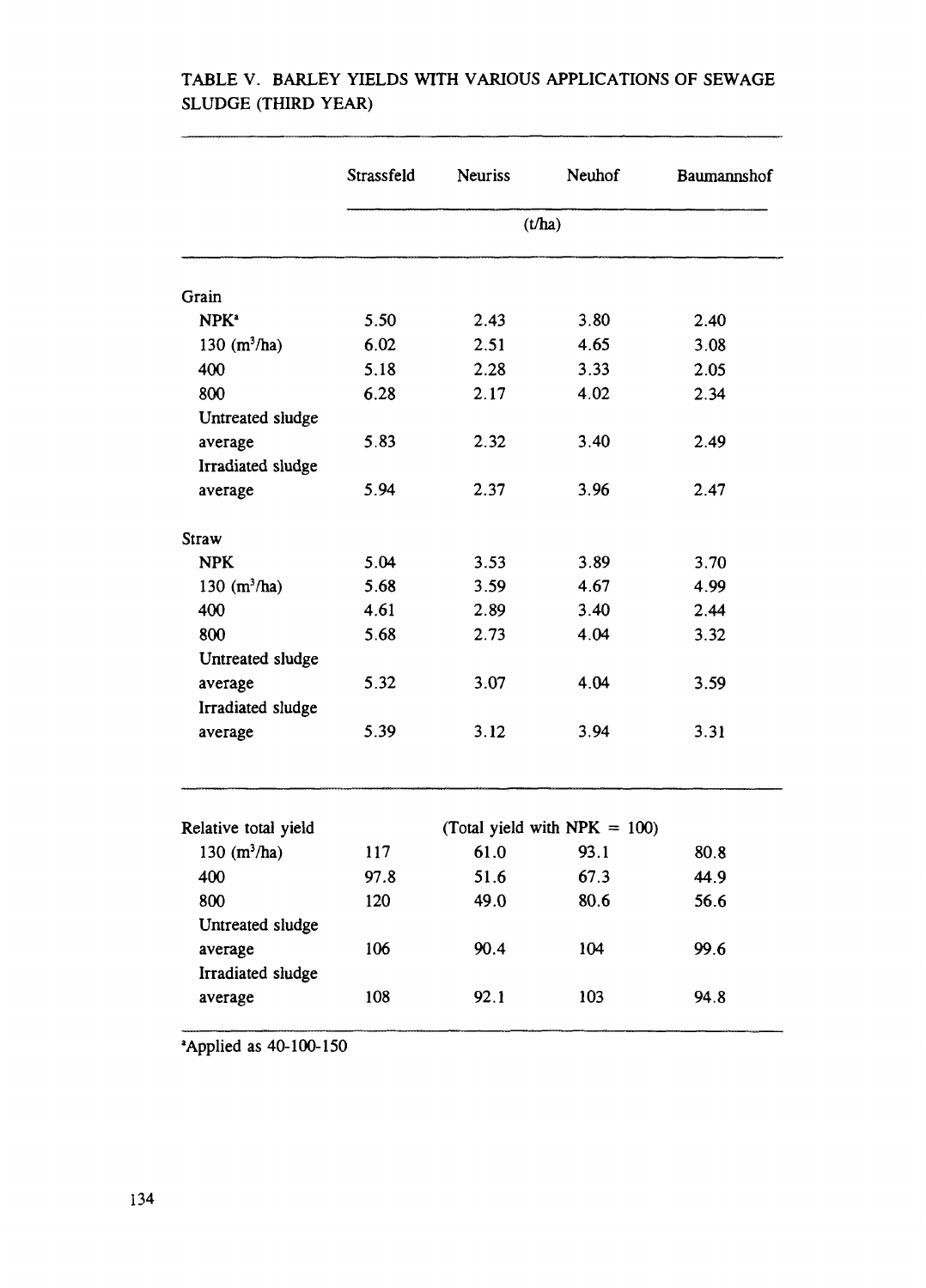TABLE V. BARLEY YIELDS WITH VARIOUS APPLICATIONS OF SEWAGE SLUDGE (THIRD YEAR)

| | Strassfeld | Neuriss | Neuhof | Baumannshof |
|---|---|---|---|---|
| | (t/ha) | | | |
| **Grain** | | | | |
| NPK[a] | 5.50 | 2.43 | 3.80 | 2.40 |
| 130 ($m^3$/ha) | 6.02 | 2.51 | 4.65 | 3.08 |
| 400 | 5.18 | 2.28 | 3.33 | 2.05 |
| 800 | 6.28 | 2.17 | 4.02 | 2.34 |
| Untreated sludge average | 5.83 | 2.32 | 3.40 | 2.49 |
| Irradiated sludge average | 5.94 | 2.37 | 3.96 | 2.47 |
| **Straw** | | | | |
| NPK | 5.04 | 3.53 | 3.89 | 3.70 |
| 130 ($m^3$/ha) | 5.68 | 3.59 | 4.67 | 4.99 |
| 400 | 4.61 | 2.89 | 3.40 | 2.44 |
| 800 | 5.68 | 2.73 | 4.04 | 3.32 |
| Untreated sludge average | 5.32 | 3.07 | 4.04 | 3.59 |
| Irradiated sludge average | 5.39 | 3.12 | 3.94 | 3.31 |
| **Relative total yield** | (Total yield with NPK = 100) | | | |
| 130 ($m^3$/ha) | 117 | 61.0 | 93.1 | 80.8 |
| 400 | 97.8 | 51.6 | 67.3 | 44.9 |
| 800 | 120 | 49.0 | 80.6 | 56.6 |
| Untreated sludge average | 106 | 90.4 | 104 | 99.6 |
| Irradiated sludge average | 108 | 92.1 | 103 | 94.8 |

[a]Applied as 40-100-150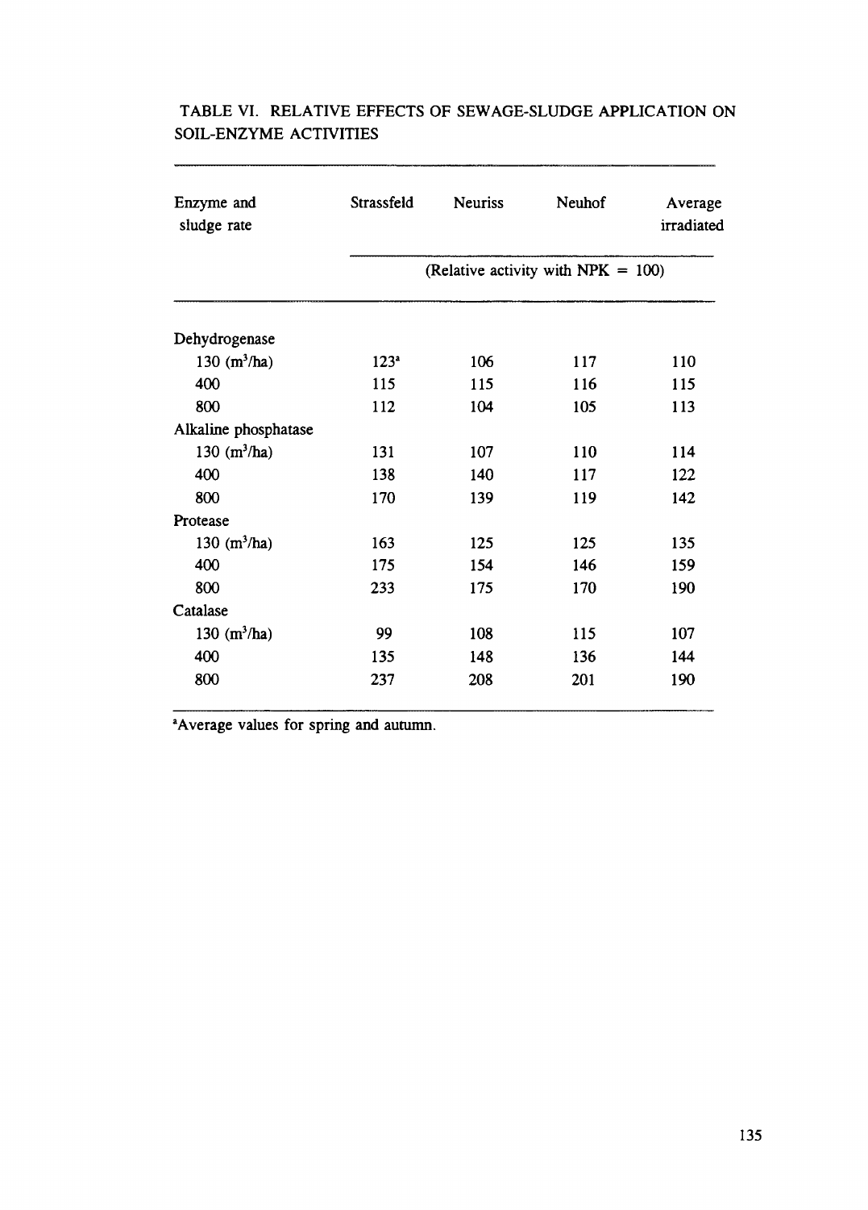TABLE VI. RELATIVE EFFECTS OF SEWAGE-SLUDGE APPLICATION ON SOIL-ENZYME ACTIVITIES

| Enzyme and sludge rate | Strassfeld | Neuriss | Neuhof | Average irradiated |
|---|---|---|---|---|
| | (Relative activity with NPK = 100) | | | |
| Dehydrogenase | | | | |
| 130 ($m^3$/ha) | 123[a] | 106 | 117 | 110 |
| 400 | 115 | 115 | 116 | 115 |
| 800 | 112 | 104 | 105 | 113 |
| Alkaline phosphatase | | | | |
| 130 ($m^3$/ha) | 131 | 107 | 110 | 114 |
| 400 | 138 | 140 | 117 | 122 |
| 800 | 170 | 139 | 119 | 142 |
| Protease | | | | |
| 130 ($m^3$/ha) | 163 | 125 | 125 | 135 |
| 400 | 175 | 154 | 146 | 159 |
| 800 | 233 | 175 | 170 | 190 |
| Catalase | | | | |
| 130 ($m^3$/ha) | 99 | 108 | 115 | 107 |
| 400 | 135 | 148 | 136 | 144 |
| 800 | 237 | 208 | 201 | 190 |

[a]Average values for spring and autumn.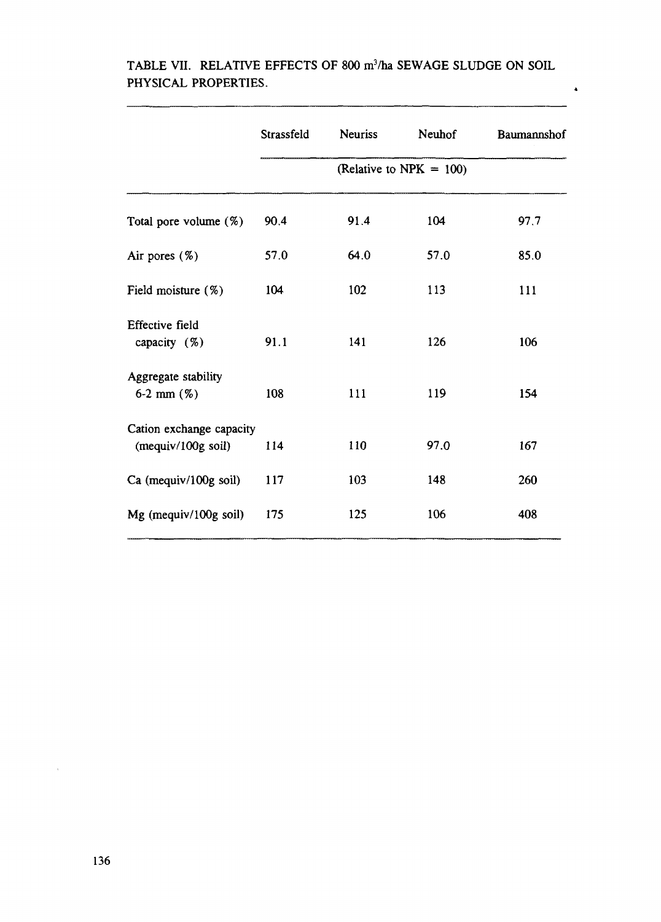TABLE VII. RELATIVE EFFECTS OF 800 $m^3$/ha SEWAGE SLUDGE ON SOIL PHYSICAL PROPERTIES.

| | Strassfeld | Neuriss | Neuhof | Baumannshof |
|---|---|---|---|---|
| | (Relative to NPK = 100) | | | |
| Total pore volume (%) | 90.4 | 91.4 | 104 | 97.7 |
| Air pores (%) | 57.0 | 64.0 | 57.0 | 85.0 |
| Field moisture (%) | 104 | 102 | 113 | 111 |
| Effective field capacity (%) | 91.1 | 141 | 126 | 106 |
| Aggregate stability 6-2 mm (%) | 108 | 111 | 119 | 154 |
| Cation exchange capacity (mequiv/100g soil) | 114 | 110 | 97.0 | 167 |
| Ca (mequiv/100g soil) | 117 | 103 | 148 | 260 |
| Mg (mequiv/100g soil) | 175 | 125 | 106 | 408 |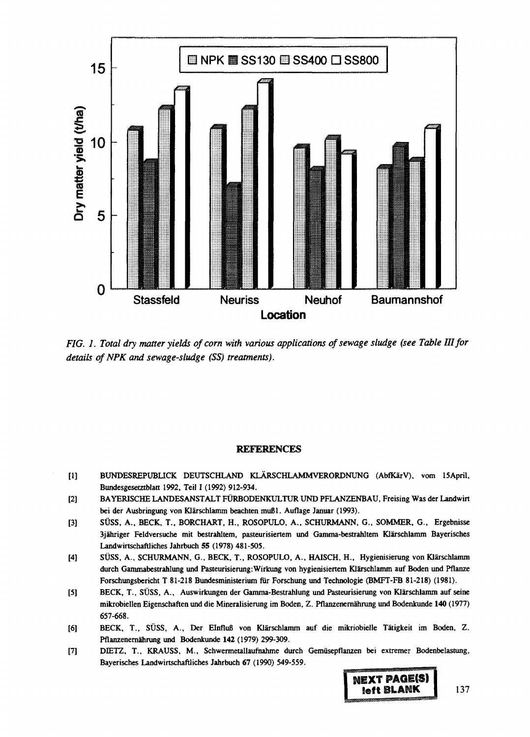NPK SS130 SS400 SS800

15

10

5

0

Dry matter yield (t/ha)

Stassfeld Neuriss Neuhof Baumannshof

Location

*FIG. 1. Total dry matter yields of corn with various applications of sewage sludge (see Table III for details of NPK and sewage-sludge (SS) treatments).*

## REFERENCES

[1] BUNDESREPUBLICK DEUTSCHLAND KLÄRSCHLAMMVERORDNUNG (AbfKärV), vom 15April, Bundesgesetzblatt 1992, Teil I (1992) 912-934.

[2] BAYERISCHE LANDESANSTALT FÜRBODENKULTUR UND PFLANZENBAU, Freising Was der Landwirt bei der Ausbringung von Klärschlamm beachten muß1. Auflage Januar (1993).

[3] SÜSS, A., BECK, T., BORCHART, H., ROSOPULO, A., SCHURMANN, G., SOMMER, G., Ergebnisse 3jähriger Feldversuche mit bestrahltem, pasteurisiertem und Gamma-bestrahltem Klärschlamm Bayerisches Landwirtschaftliches Jahrbuch **55** (1978) 481-505.

[4] SÜSS, A., SCHURMANN, G., BECK, T., ROSOPULO, A., HAISCH, H., Hygienisierung von Klärschlamm durch Gammabestrahlung und Pasteurisierung:Wirkung von hygienisiertem Klärschlamm auf Boden und Pflanze Forschungsbericht T 81-218 Bundesministerium für Forschung und Technologie (BMFT-FB 81-218) (1981).

[5] BECK, T., SÜSS, A., Auswirkungen der Gamma-Bestrahlung und Pasteurisierung von Klärschlamm auf seine mikrobiellen Eigenschaften und die Mineralisierung im Boden, Z. Pflanzenernährung und Bodenkunde **140** (1977) 657-668.

[6] BECK, T., SÜSS, A., Der Einfluß von Klärschlamm auf die mikriobielle Tätigkeit im Boden, Z. Pflanzenernährung und Bodenkunde **142** (1979) 299-309.

[7] DIETZ, T., KRAUSS, M., Schwermetallaufnahme durch Gemüsepflanzen bei extremer Bodenbelastung, Bayerisches Landwirtschaftliches Jahrbuch **67** (1990) 549-559.

NEXT PAGE(S) left BLANK